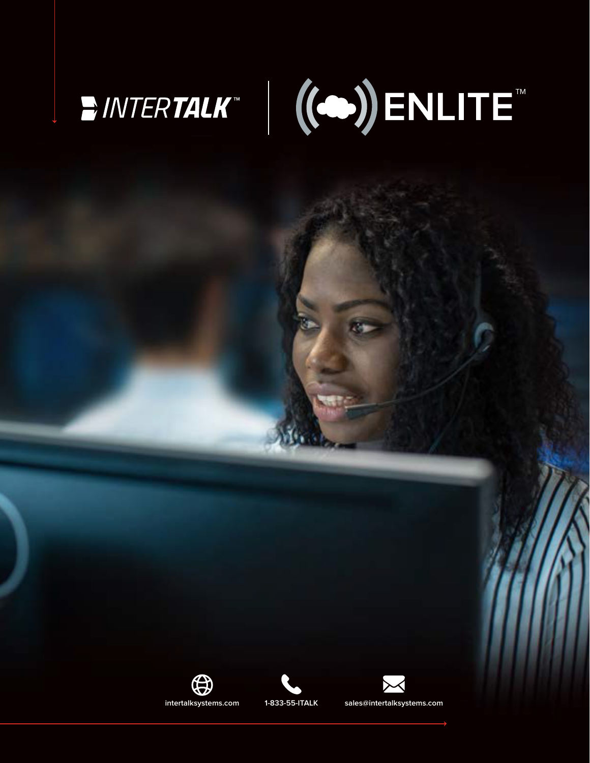# INTERTALK™ | ENLITE™

intertalksystems.com

1-833-55-ITALK

sales@intertalksystems.com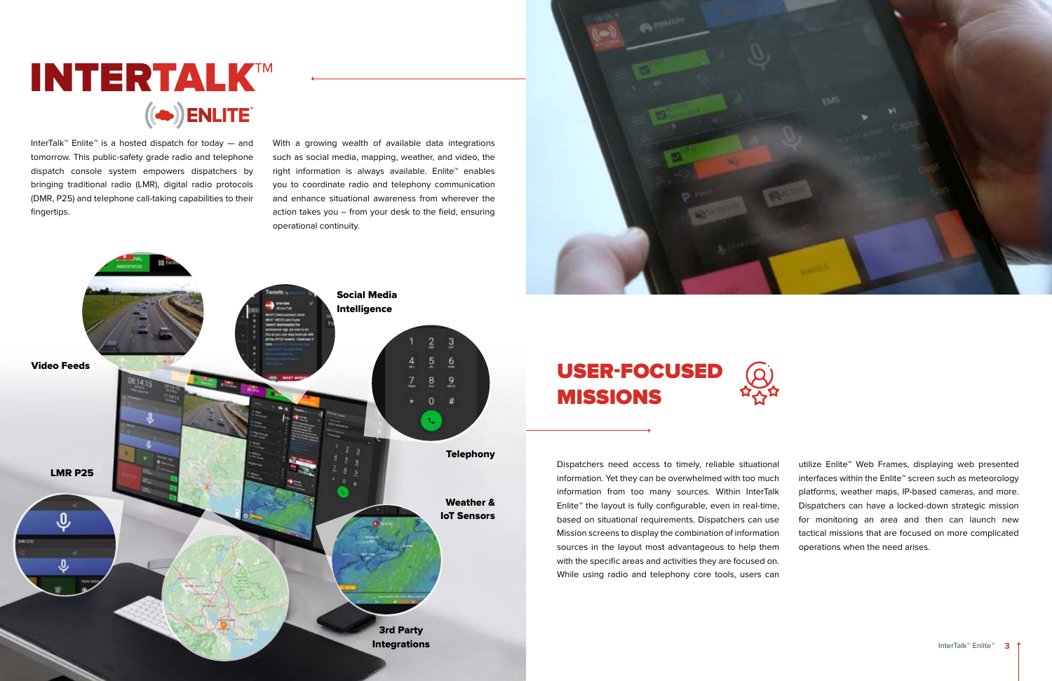# INTERTALK™ ENLITE™

InterTalk™ Enlite™ is a hosted dispatch for today — and tomorrow. This public-safety grade radio and telephone dispatch console system empowers dispatchers by bringing traditional radio (LMR), digital radio protocols (DMR, P25) and telephone call-taking capabilities to their fingertips.

With a growing wealth of available data integrations such as social media, mapping, weather, and video, the right information is always available. Enlite™ enables you to coordinate radio and telephony communication and enhance situational awareness from wherever the action takes you – from your desk to the field, ensuring operational continuity.

**Video Feeds**

**Social Media Intelligence**

**Telephony**

**LMR P25**

**Weather & IoT Sensors**

**3rd Party Integrations**

## USER-FOCUSED MISSIONS

Dispatchers need access to timely, reliable situational information. Yet they can be overwhelmed with too much information from too many sources. Within InterTalk Enlite™ the layout is fully configurable, even in real-time, based on situational requirements. Dispatchers can use Mission screens to display the combination of information sources in the layout most advantageous to help them with the specific areas and activities they are focused on. While using radio and telephony core tools, users can utilize Enlite™ Web Frames, displaying web presented interfaces within the Enlite™ screen such as meteorology platforms, weather maps, IP-based cameras, and more. Dispatchers can have a locked-down strategic mission for monitoring an area and then can launch new tactical missions that are focused on more complicated operations when the need arises.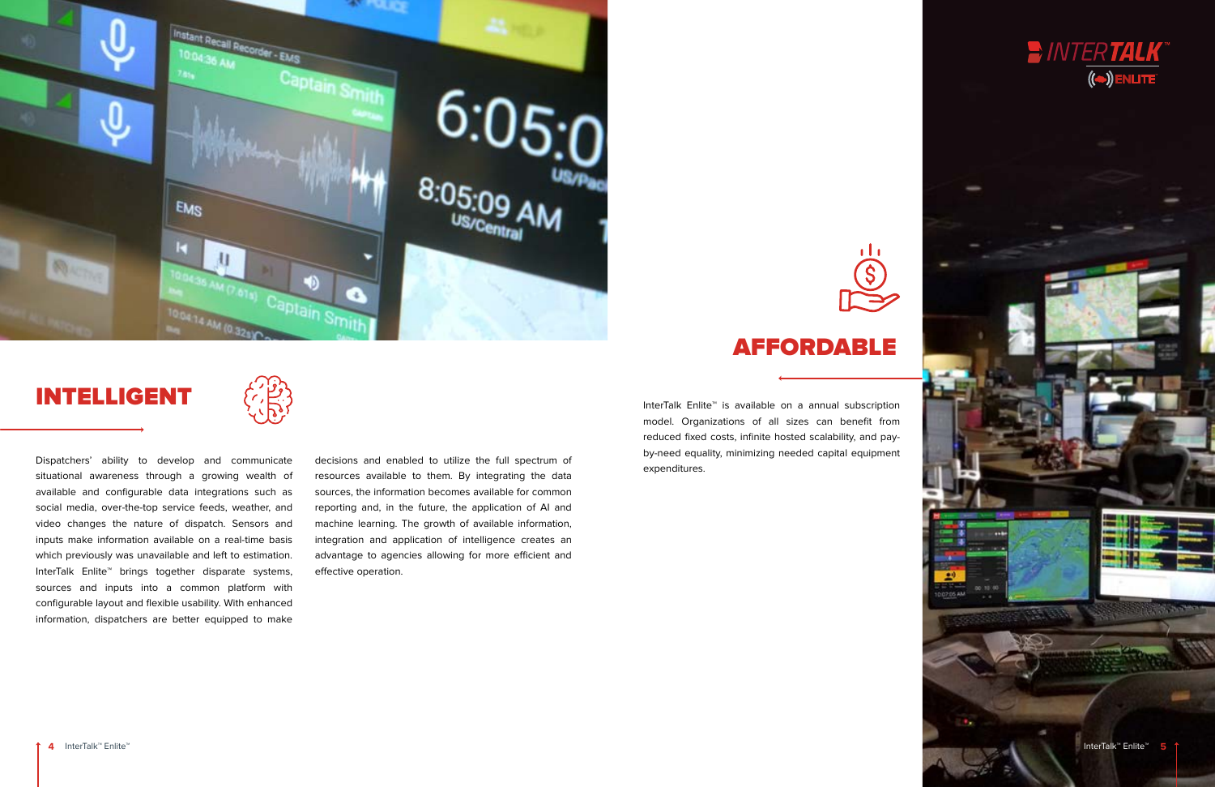## INTELLIGENT

Dispatchers' ability to develop and communicate situational awareness through a growing wealth of available and configurable data integrations such as social media, over-the-top service feeds, weather, and video changes the nature of dispatch. Sensors and inputs make information available on a real-time basis which previously was unavailable and left to estimation. InterTalk Enlite™ brings together disparate systems, sources and inputs into a common platform with configurable layout and flexible usability. With enhanced information, dispatchers are better equipped to make decisions and enabled to utilize the full spectrum of resources available to them. By integrating the data sources, the information becomes available for common reporting and, in the future, the application of AI and machine learning. The growth of available information, integration and application of intelligence creates an advantage to agencies allowing for more efficient and effective operation.

## AFFORDABLE

InterTalk Enlite™ is available on a annual subscription model. Organizations of all sizes can benefit from reduced fixed costs, infinite hosted scalability, and pay-by-need equality, minimizing needed capital equipment expenditures.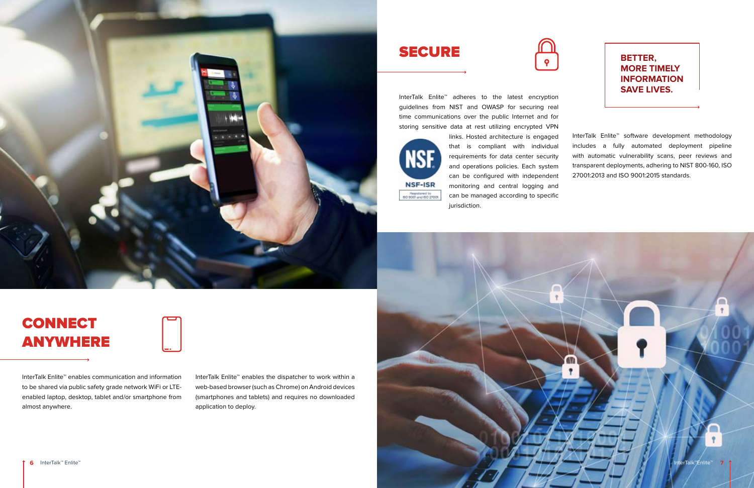## SECURE

InterTalk Enlite™ adheres to the latest encryption guidelines from NIST and OWASP for securing real time communications over the public Internet and for storing sensitive data at rest utilizing encrypted VPN links. Hosted architecture is engaged that is compliant with individual requirements for data center security and operations policies. Each system can be configured with independent monitoring and central logging and can be managed according to specific jurisdiction.

NSF-ISR

Registered to ISO 9001 and ISO 27001

**BETTER, MORE TIMELY INFORMATION SAVE LIVES.**

InterTalk Enlite™ software development methodology includes a fully automated deployment pipeline with automatic vulnerability scans, peer reviews and transparent deployments, adhering to NIST 800-160, ISO 27001:2013 and ISO 9001:2015 standards.

## CONNECT ANYWHERE

InterTalk Enlite™ enables communication and information to be shared via public safety grade network WiFi or LTE-enabled laptop, desktop, tablet and/or smartphone from almost anywhere.

InterTalk Enlite™ enables the dispatcher to work within a web-based browser (such as Chrome) on Android devices (smartphones and tablets) and requires no downloaded application to deploy.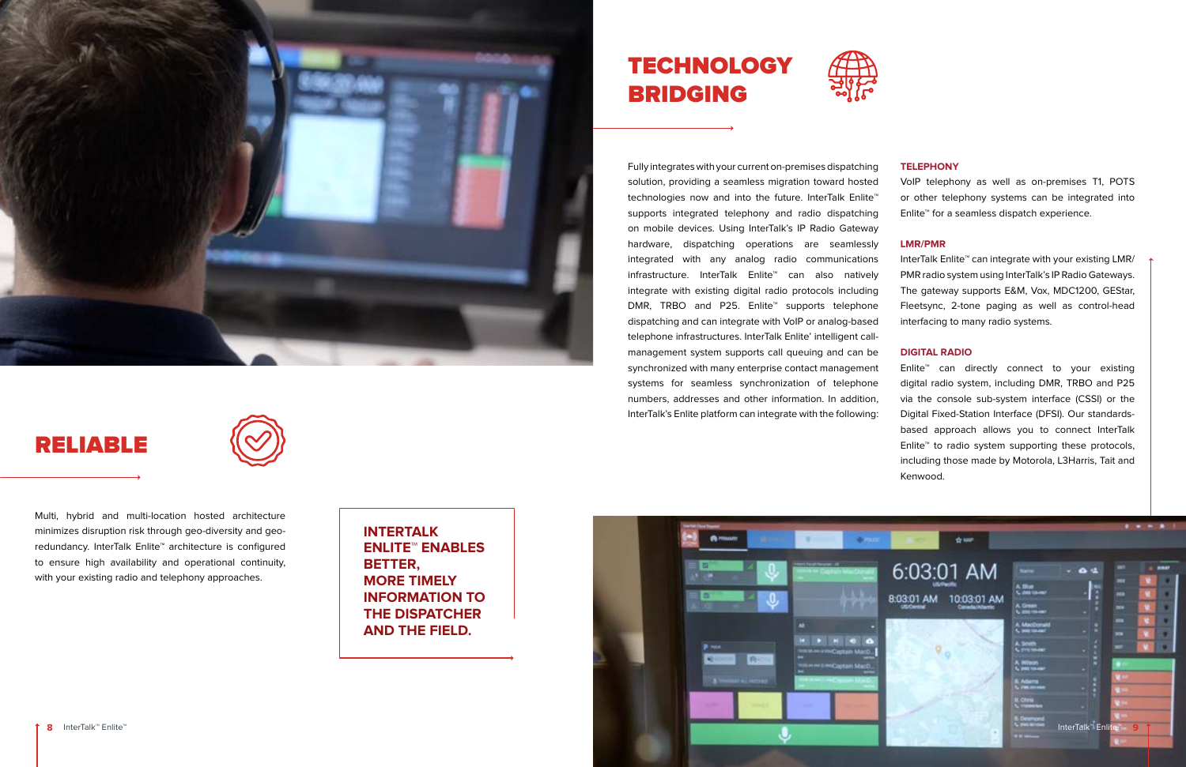## TECHNOLOGY BRIDGING

Fully integrates with your current on-premises dispatching solution, providing a seamless migration toward hosted technologies now and into the future. InterTalk Enlite™ supports integrated telephony and radio dispatching on mobile devices. Using InterTalk's IP Radio Gateway hardware, dispatching operations are seamlessly integrated with any analog radio communications infrastructure. InterTalk Enlite™ can also natively integrate with existing digital radio protocols including DMR, TRBO and P25. Enlite™ supports telephone dispatching and can integrate with VoIP or analog-based telephone infrastructures. InterTalk Enlite' intelligent call-management system supports call queuing and can be synchronized with many enterprise contact management systems for seamless synchronization of telephone numbers, addresses and other information. In addition, InterTalk's Enlite platform can integrate with the following:

### TELEPHONY

VoIP telephony as well as on-premises T1, POTS or other telephony systems can be integrated into Enlite™ for a seamless dispatch experience.

### LMR/PMR

InterTalk Enlite™ can integrate with your existing LMR/PMR radio system using InterTalk's IP Radio Gateways. The gateway supports E&M, Vox, MDC1200, GEStar, Fleetsync, 2-tone paging as well as control-head interfacing to many radio systems.

### DIGITAL RADIO

Enlite™ can directly connect to your existing digital radio system, including DMR, TRBO and P25 via the console sub-system interface (CSSI) or the Digital Fixed-Station Interface (DFSI). Our standards-based approach allows you to connect InterTalk Enlite™ to radio system supporting these protocols, including those made by Motorola, L3Harris, Tait and Kenwood.

## RELIABLE

Multi, hybrid and multi-location hosted architecture minimizes disruption risk through geo-diversity and geo-redundancy. InterTalk Enlite™ architecture is configured to ensure high availability and operational continuity, with your existing radio and telephony approaches.

**INTERTALK ENLITE™ ENABLES BETTER, MORE TIMELY INFORMATION TO THE DISPATCHER AND THE FIELD.**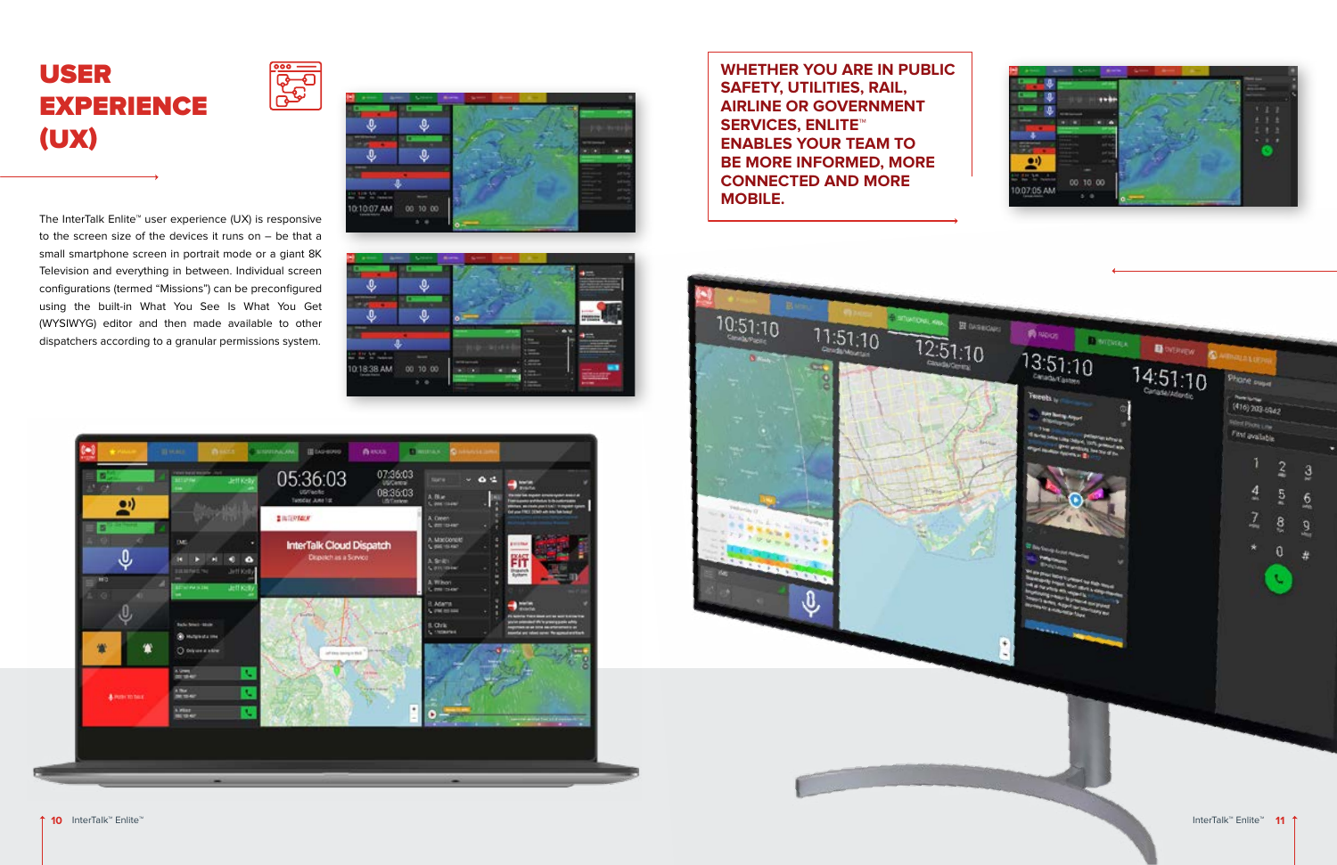# USER EXPERIENCE (UX)

The InterTalk Enlite™ user experience (UX) is responsive to the screen size of the devices it runs on – be that a small smartphone screen in portrait mode or a giant 8K Television and everything in between. Individual screen configurations (termed "Missions") can be preconfigured using the built-in What You See Is What You Get (WYSIWYG) editor and then made available to other dispatchers according to a granular permissions system.

**WHETHER YOU ARE IN PUBLIC SAFETY, UTILITIES, RAIL, AIRLINE OR GOVERNMENT SERVICES, ENLITE™ ENABLES YOUR TEAM TO BE MORE INFORMED, MORE CONNECTED AND MORE MOBILE.**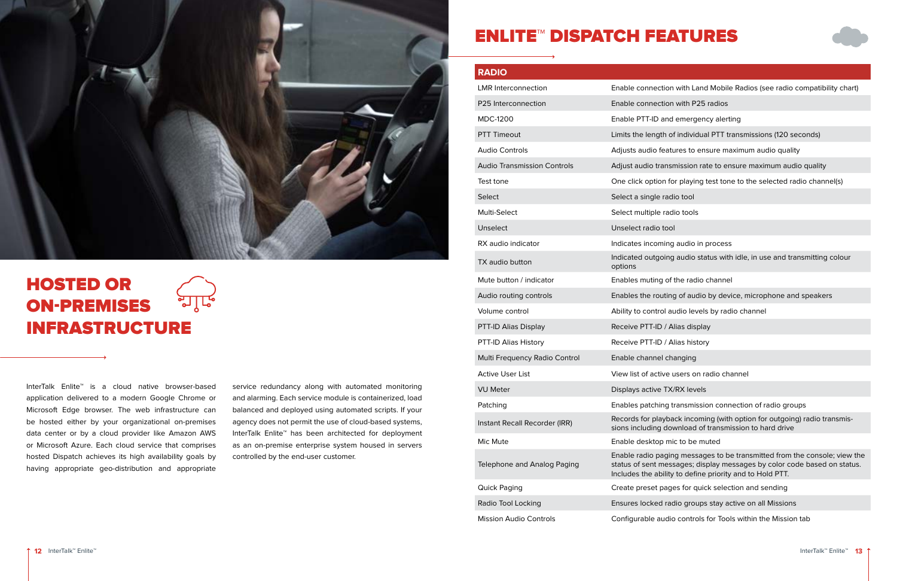# HOSTED OR ON-PREMISES INFRASTRUCTURE

InterTalk Enlite™ is a cloud native browser-based application delivered to a modern Google Chrome or Microsoft Edge browser. The web infrastructure can be hosted either by your organizational on-premises data center or by a cloud provider like Amazon AWS or Microsoft Azure. Each cloud service that comprises hosted Dispatch achieves its high availability goals by having appropriate geo-distribution and appropriate service redundancy along with automated monitoring and alarming. Each service module is containerized, load balanced and deployed using automated scripts. If your agency does not permit the use of cloud-based systems, InterTalk Enlite™ has been architected for deployment as an on-premise enterprise system housed in servers controlled by the end-user customer.

# ENLITE™ DISPATCH FEATURES

| RADIO | |
|---|---|
| LMR Interconnection | Enable connection with Land Mobile Radios (see radio compatibility chart) |
| P25 Interconnection | Enable connection with P25 radios |
| MDC-1200 | Enable PTT-ID and emergency alerting |
| PTT Timeout | Limits the length of individual PTT transmissions (120 seconds) |
| Audio Controls | Adjusts audio features to ensure maximum audio quality |
| Audio Transmission Controls | Adjust audio transmission rate to ensure maximum audio quality |
| Test tone | One click option for playing test tone to the selected radio channel(s) |
| Select | Select a single radio tool |
| Multi-Select | Select multiple radio tools |
| Unselect | Unselect radio tool |
| RX audio indicator | Indicates incoming audio in process |
| TX audio button | Indicated outgoing audio status with idle, in use and transmitting colour options |
| Mute button / indicator | Enables muting of the radio channel |
| Audio routing controls | Enables the routing of audio by device, microphone and speakers |
| Volume control | Ability to control audio levels by radio channel |
| PTT-ID Alias Display | Receive PTT-ID / Alias display |
| PTT-ID Alias History | Receive PTT-ID / Alias history |
| Multi Frequency Radio Control | Enable channel changing |
| Active User List | View list of active users on radio channel |
| VU Meter | Displays active TX/RX levels |
| Patching | Enables patching transmission connection of radio groups |
| Instant Recall Recorder (IRR) | Records for playback incoming (with option for outgoing) radio transmissions including download of transmission to hard drive |
| Mic Mute | Enable desktop mic to be muted |
| Telephone and Analog Paging | Enable radio paging messages to be transmitted from the console; view the status of sent messages; display messages by color code based on status. Includes the ability to define priority and to Hold PTT. |
| Quick Paging | Create preset pages for quick selection and sending |
| Radio Tool Locking | Ensures locked radio groups stay active on all Missions |
| Mission Audio Controls | Configurable audio controls for Tools within the Mission tab |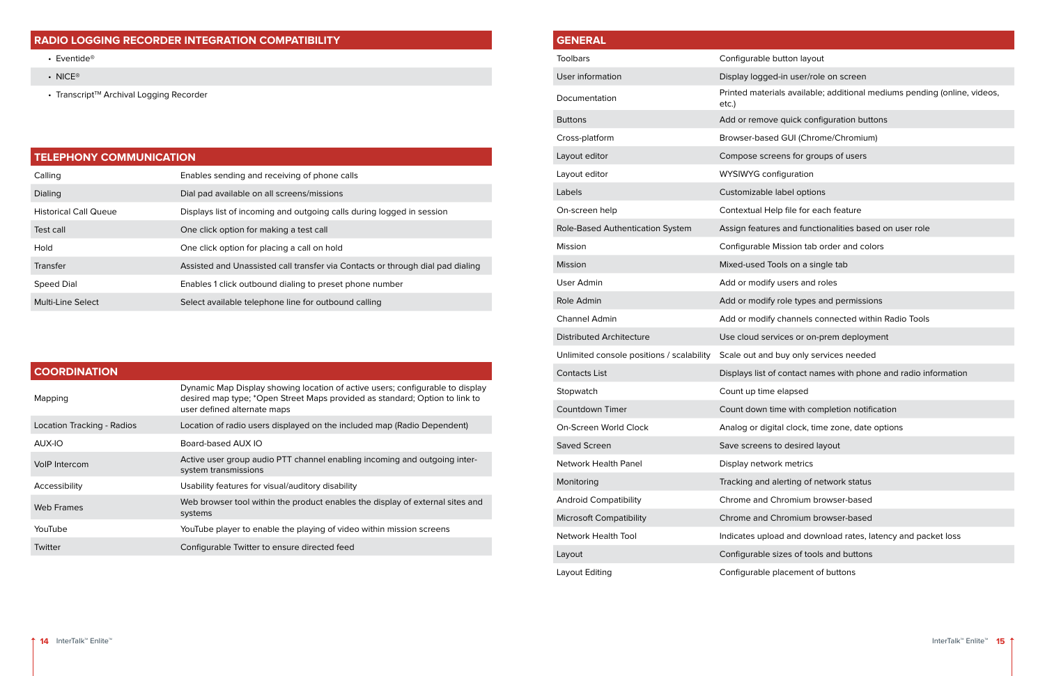## RADIO LOGGING RECORDER INTEGRATION COMPATIBILITY

- Eventide®
- NICE®
- Transcript™ Archival Logging Recorder

## TELEPHONY COMMUNICATION

| | |
|---|---|
| Calling | Enables sending and receiving of phone calls |
| Dialing | Dial pad available on all screens/missions |
| Historical Call Queue | Displays list of incoming and outgoing calls during logged in session |
| Test call | One click option for making a test call |
| Hold | One click option for placing a call on hold |
| Transfer | Assisted and Unassisted call transfer via Contacts or through dial pad dialing |
| Speed Dial | Enables 1 click outbound dialing to preset phone number |
| Multi-Line Select | Select available telephone line for outbound calling |

## COORDINATION

| | |
|---|---|
| Mapping | Dynamic Map Display showing location of active users; configurable to display desired map type; *Open Street Maps provided as standard; Option to link to user defined alternate maps |
| Location Tracking - Radios | Location of radio users displayed on the included map (Radio Dependent) |
| AUX-IO | Board-based AUX IO |
| VoIP Intercom | Active user group audio PTT channel enabling incoming and outgoing inter-system transmissions |
| Accessibility | Usability features for visual/auditory disability |
| Web Frames | Web browser tool within the product enables the display of external sites and systems |
| YouTube | YouTube player to enable the playing of video within mission screens |
| Twitter | Configurable Twitter to ensure directed feed |

## GENERAL

| | |
|---|---|
| Toolbars | Configurable button layout |
| User information | Display logged-in user/role on screen |
| Documentation | Printed materials available; additional mediums pending (online, videos, etc.) |
| Buttons | Add or remove quick configuration buttons |
| Cross-platform | Browser-based GUI (Chrome/Chromium) |
| Layout editor | Compose screens for groups of users |
| Layout editor | WYSIWYG configuration |
| Labels | Customizable label options |
| On-screen help | Contextual Help file for each feature |
| Role-Based Authentication System | Assign features and functionalities based on user role |
| Mission | Configurable Mission tab order and colors |
| Mission | Mixed-used Tools on a single tab |
| User Admin | Add or modify users and roles |
| Role Admin | Add or modify role types and permissions |
| Channel Admin | Add or modify channels connected within Radio Tools |
| Distributed Architecture | Use cloud services or on-prem deployment |
| Unlimited console positions / scalability | Scale out and buy only services needed |
| Contacts List | Displays list of contact names with phone and radio information |
| Stopwatch | Count up time elapsed |
| Countdown Timer | Count down time with completion notification |
| On-Screen World Clock | Analog or digital clock, time zone, date options |
| Saved Screen | Save screens to desired layout |
| Network Health Panel | Display network metrics |
| Monitoring | Tracking and alerting of network status |
| Android Compatibility | Chrome and Chromium browser-based |
| Microsoft Compatibility | Chrome and Chromium browser-based |
| Network Health Tool | Indicates upload and download rates, latency and packet loss |
| Layout | Configurable sizes of tools and buttons |
| Layout Editing | Configurable placement of buttons |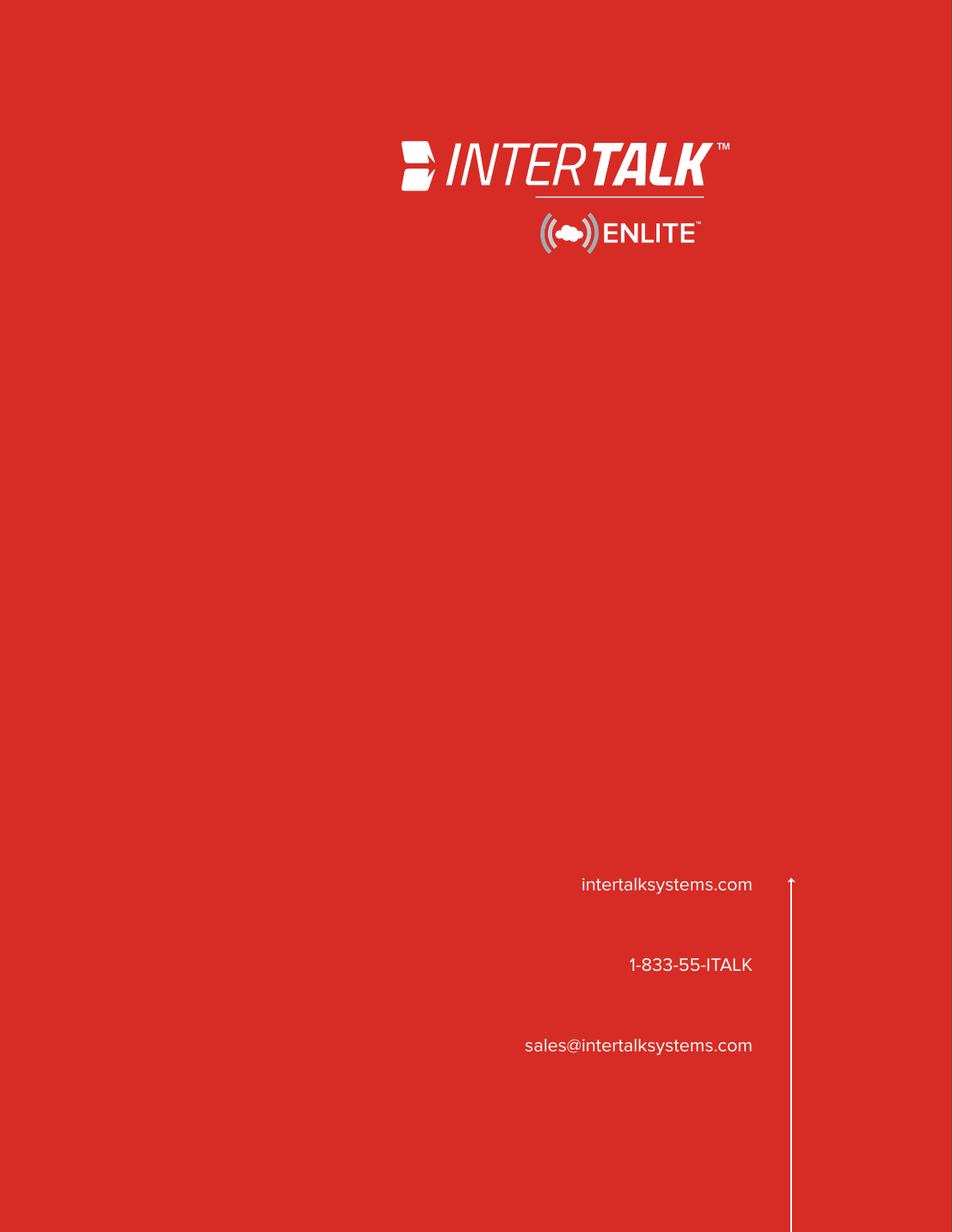INTERTALK™

ENLITE™

intertalksystems.com

1-833-55-ITALK

sales@intertalksystems.com